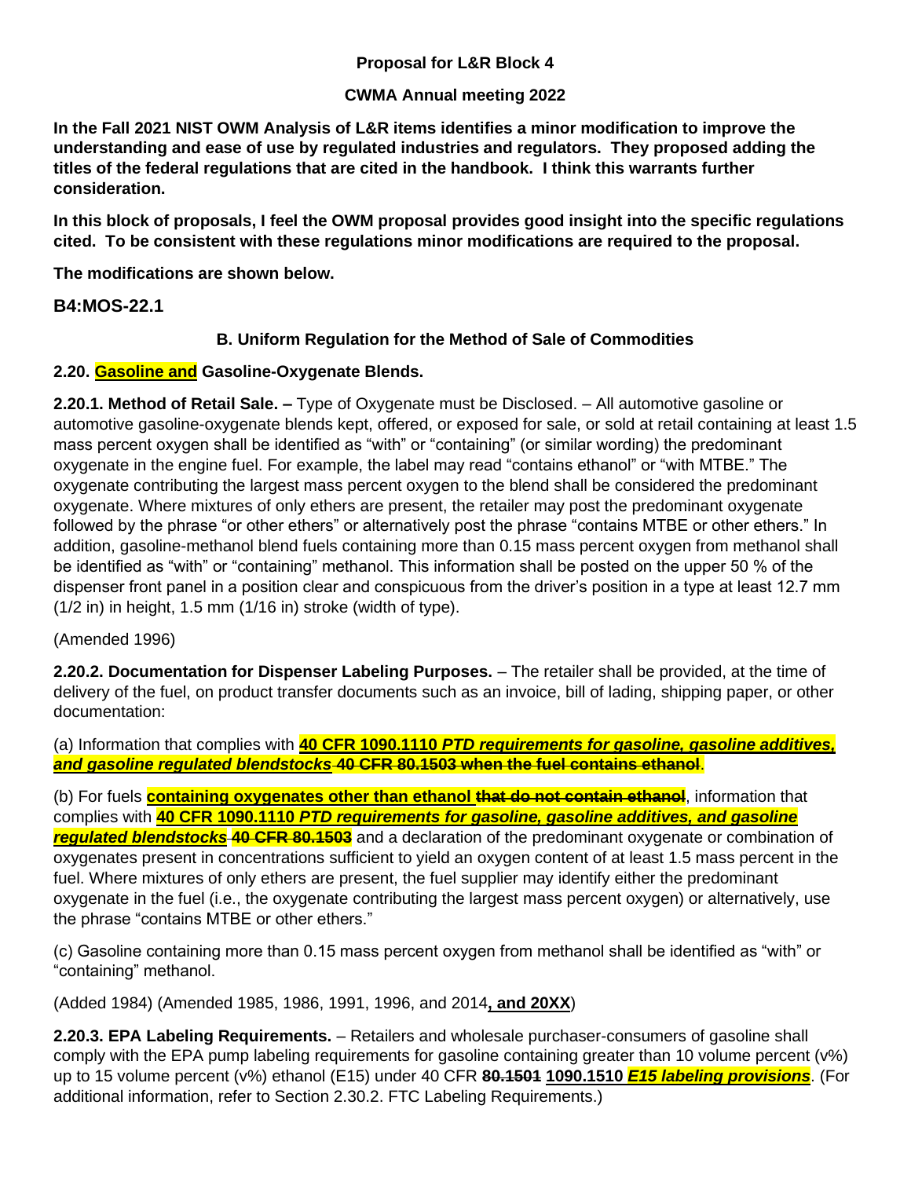**Proposal for L&R Block 4**

**CWMA Annual meeting 2022**

**In the Fall 2021 NIST OWM Analysis of L&R items identifies a minor modification to improve the understanding and ease of use by regulated industries and regulators. They proposed adding the titles of the federal regulations that are cited in the handbook. I think this warrants further consideration.**

**In this block of proposals, I feel the OWM proposal provides good insight into the specific regulations cited. To be consistent with these regulations minor modifications are required to the proposal.**

**The modifications are shown below.**

## B4:MOS-22.1

### B. Uniform Regulation for the Method of Sale of Commodities

**2.20. <u>Gasoline and</u> Gasoline-Oxygenate Blends.**

**2.20.1. Method of Retail Sale. –** Type of Oxygenate must be Disclosed. – All automotive gasoline or automotive gasoline-oxygenate blends kept, offered, or exposed for sale, or sold at retail containing at least 1.5 mass percent oxygen shall be identified as "with" or "containing" (or similar wording) the predominant oxygenate in the engine fuel. For example, the label may read "contains ethanol" or "with MTBE." The oxygenate contributing the largest mass percent oxygen to the blend shall be considered the predominant oxygenate. Where mixtures of only ethers are present, the retailer may post the predominant oxygenate followed by the phrase "or other ethers" or alternatively post the phrase "contains MTBE or other ethers." In addition, gasoline-methanol blend fuels containing more than 0.15 mass percent oxygen from methanol shall be identified as "with" or "containing" methanol. This information shall be posted on the upper 50 % of the dispenser front panel in a position clear and conspicuous from the driver's position in a type at least 12.7 mm (1/2 in) in height, 1.5 mm (1/16 in) stroke (width of type).

(Amended 1996)

**2.20.2. Documentation for Dispenser Labeling Purposes.** – The retailer shall be provided, at the time of delivery of the fuel, on product transfer documents such as an invoice, bill of lading, shipping paper, or other documentation:

(a) Information that complies with **<u>40 CFR 1090.1110 *PTD requirements for gasoline, gasoline additives, and gasoline regulated blendstocks*</u>** ~~**40 CFR 80.1503 when the fuel contains ethanol**~~.

(b) For fuels **<u>containing oxygenates other than ethanol</u>** ~~**that do not contain ethanol**~~, information that complies with **<u>40 CFR 1090.1110 *PTD requirements for gasoline, gasoline additives, and gasoline regulated blendstocks*</u>** ~~**40 CFR 80.1503**~~ and a declaration of the predominant oxygenate or combination of oxygenates present in concentrations sufficient to yield an oxygen content of at least 1.5 mass percent in the fuel. Where mixtures of only ethers are present, the fuel supplier may identify either the predominant oxygenate in the fuel (i.e., the oxygenate contributing the largest mass percent oxygen) or alternatively, use the phrase "contains MTBE or other ethers."

(c) Gasoline containing more than 0.15 mass percent oxygen from methanol shall be identified as "with" or "containing" methanol.

(Added 1984) (Amended 1985, 1986, 1991, 1996, and 2014**<u>, and 20XX</u>**)

**2.20.3. EPA Labeling Requirements.** – Retailers and wholesale purchaser-consumers of gasoline shall comply with the EPA pump labeling requirements for gasoline containing greater than 10 volume percent (v%) up to 15 volume percent (v%) ethanol (E15) under 40 CFR ~~**80.1501**~~ **<u>1090.1510 *E15 labeling provisions*</u>**. (For additional information, refer to Section 2.30.2. FTC Labeling Requirements.)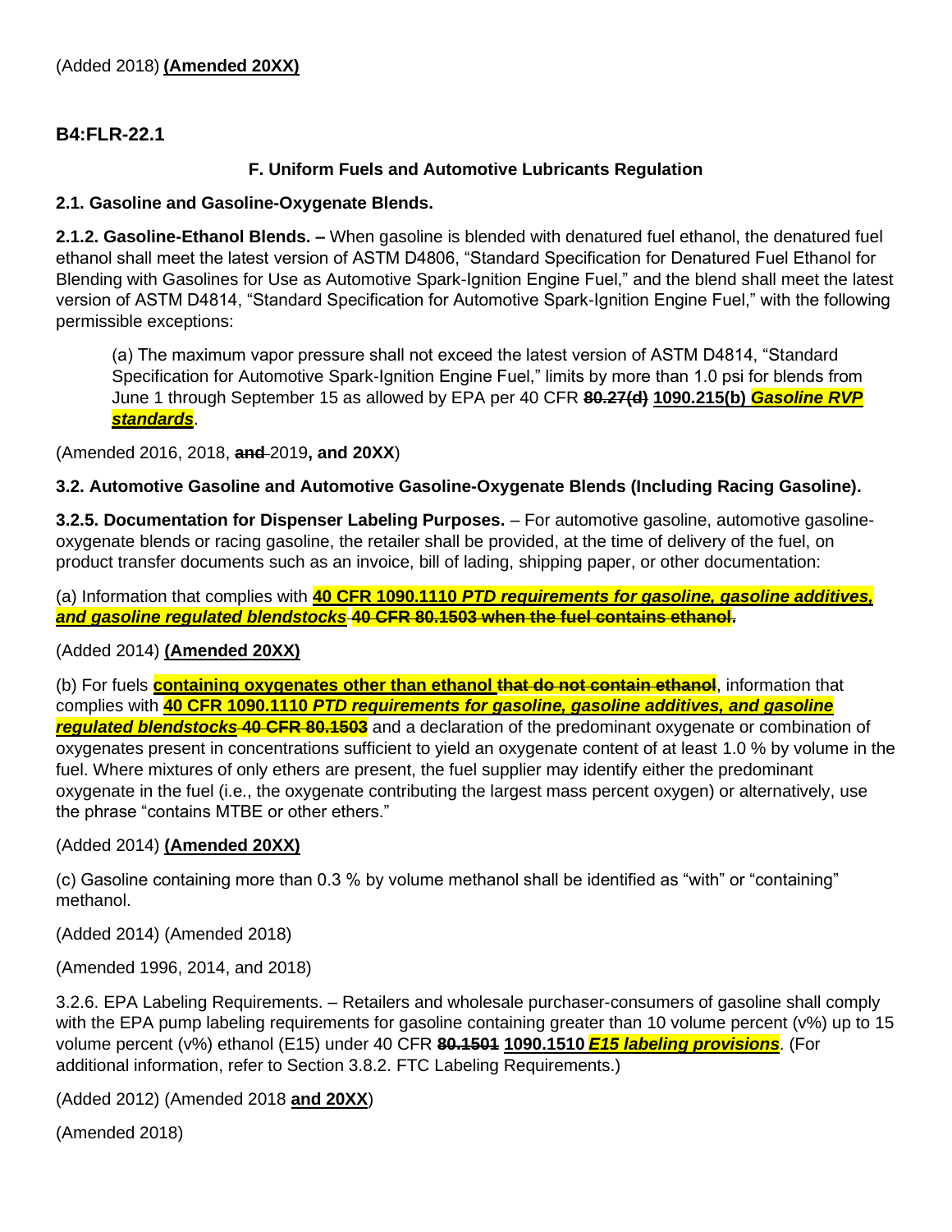(Added 2018) **(Amended 20XX)**

## B4:FLR-22.1

### F. Uniform Fuels and Automotive Lubricants Regulation

**2.1. Gasoline and Gasoline-Oxygenate Blends.**

**2.1.2. Gasoline-Ethanol Blends. –** When gasoline is blended with denatured fuel ethanol, the denatured fuel ethanol shall meet the latest version of ASTM D4806, "Standard Specification for Denatured Fuel Ethanol for Blending with Gasolines for Use as Automotive Spark-Ignition Engine Fuel," and the blend shall meet the latest version of ASTM D4814, "Standard Specification for Automotive Spark-Ignition Engine Fuel," with the following permissible exceptions:

> (a) The maximum vapor pressure shall not exceed the latest version of ASTM D4814, "Standard Specification for Automotive Spark-Ignition Engine Fuel," limits by more than 1.0 psi for blends from June 1 through September 15 as allowed by EPA per 40 CFR ~~**80.27(d)**~~ **1090.215(b)** ***Gasoline RVP standards***.

(Amended 2016, 2018, ~~**and**~~ 2019**, and 20XX**)

**3.2. Automotive Gasoline and Automotive Gasoline-Oxygenate Blends (Including Racing Gasoline).**

**3.2.5. Documentation for Dispenser Labeling Purposes.** – For automotive gasoline, automotive gasoline-oxygenate blends or racing gasoline, the retailer shall be provided, at the time of delivery of the fuel, on product transfer documents such as an invoice, bill of lading, shipping paper, or other documentation:

(a) Information that complies with **40 CFR 1090.1110** ***PTD requirements for gasoline, gasoline additives, and gasoline regulated blendstocks*** ~~**40 CFR 80.1503 when the fuel contains ethanol**~~.

(Added 2014) **(Amended 20XX)**

(b) For fuels **containing oxygenates other than ethanol** ~~**that do not contain ethanol**~~, information that complies with **40 CFR 1090.1110** ***PTD requirements for gasoline, gasoline additives, and gasoline regulated blendstocks*** ~~**40 CFR 80.1503**~~ and a declaration of the predominant oxygenate or combination of oxygenates present in concentrations sufficient to yield an oxygenate content of at least 1.0 % by volume in the fuel. Where mixtures of only ethers are present, the fuel supplier may identify either the predominant oxygenate in the fuel (i.e., the oxygenate contributing the largest mass percent oxygen) or alternatively, use the phrase "contains MTBE or other ethers."

(Added 2014) **(Amended 20XX)**

(c) Gasoline containing more than 0.3 % by volume methanol shall be identified as "with" or "containing" methanol.

(Added 2014) (Amended 2018)

(Amended 1996, 2014, and 2018)

3.2.6. EPA Labeling Requirements. – Retailers and wholesale purchaser-consumers of gasoline shall comply with the EPA pump labeling requirements for gasoline containing greater than 10 volume percent (v%) up to 15 volume percent (v%) ethanol (E15) under 40 CFR ~~**80.1501**~~ **1090.1510** ***E15 labeling provisions***. (For additional information, refer to Section 3.8.2. FTC Labeling Requirements.)

(Added 2012) (Amended 2018 **and 20XX**)

(Amended 2018)